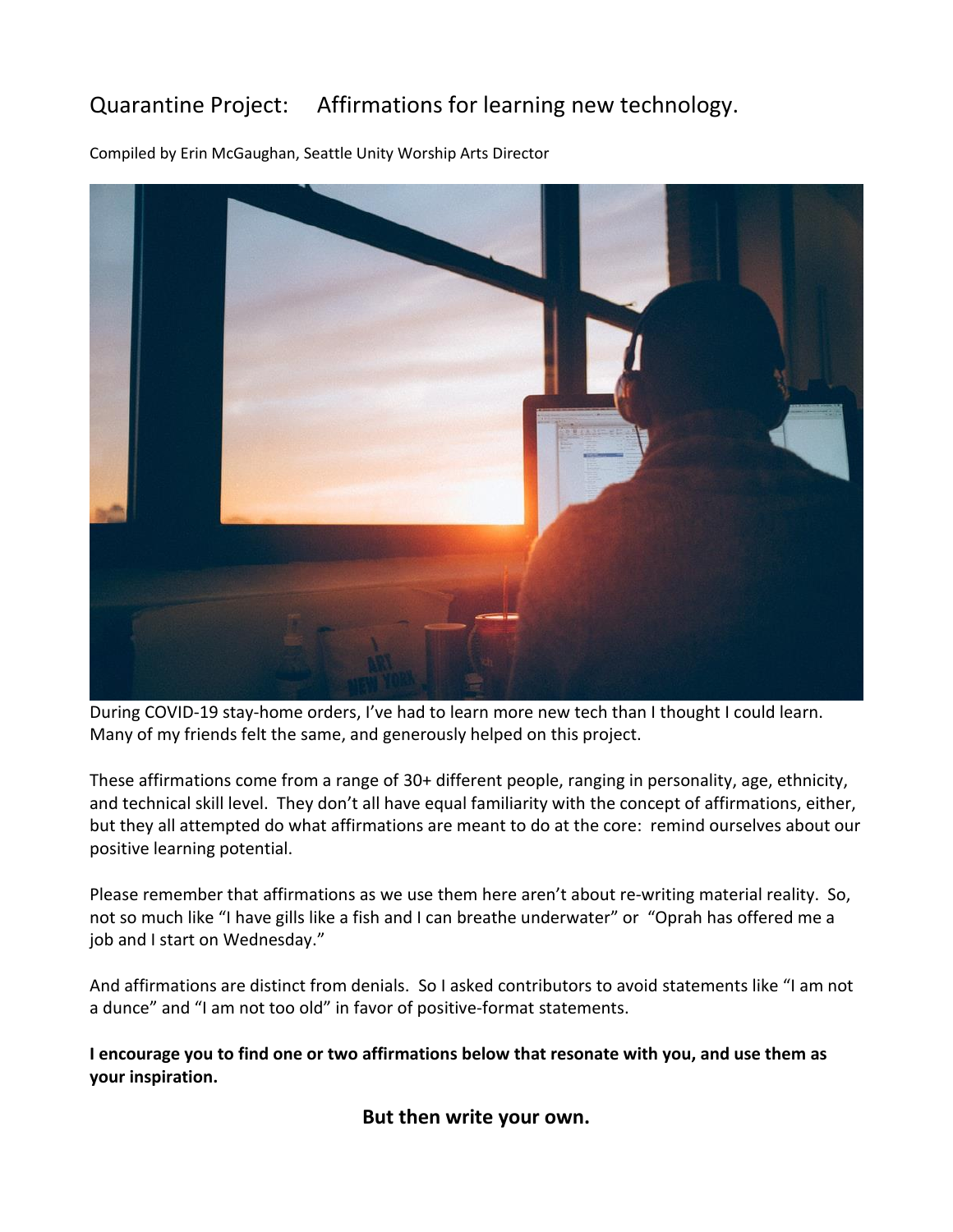# Quarantine Project: Affirmations for learning new technology.

Compiled by Erin McGaughan, Seattle Unity Worship Arts Director

During COVID-19 stay-home orders, I've had to learn more new tech than I thought I could learn. Many of my friends felt the same, and generously helped on this project.

These affirmations come from a range of 30+ different people, ranging in personality, age, ethnicity, and technical skill level. They don't all have equal familiarity with the concept of affirmations, either, but they all attempted do what affirmations are meant to do at the core: remind ourselves about our positive learning potential.

Please remember that affirmations as we use them here aren't about re-writing material reality. So, not so much like "I have gills like a fish and I can breathe underwater" or "Oprah has offered me a job and I start on Wednesday."

And affirmations are distinct from denials. So I asked contributors to avoid statements like "I am not a dunce" and "I am not too old" in favor of positive-format statements.

**I encourage you to find one or two affirmations below that resonate with you, and use them as your inspiration.**

**But then write your own.**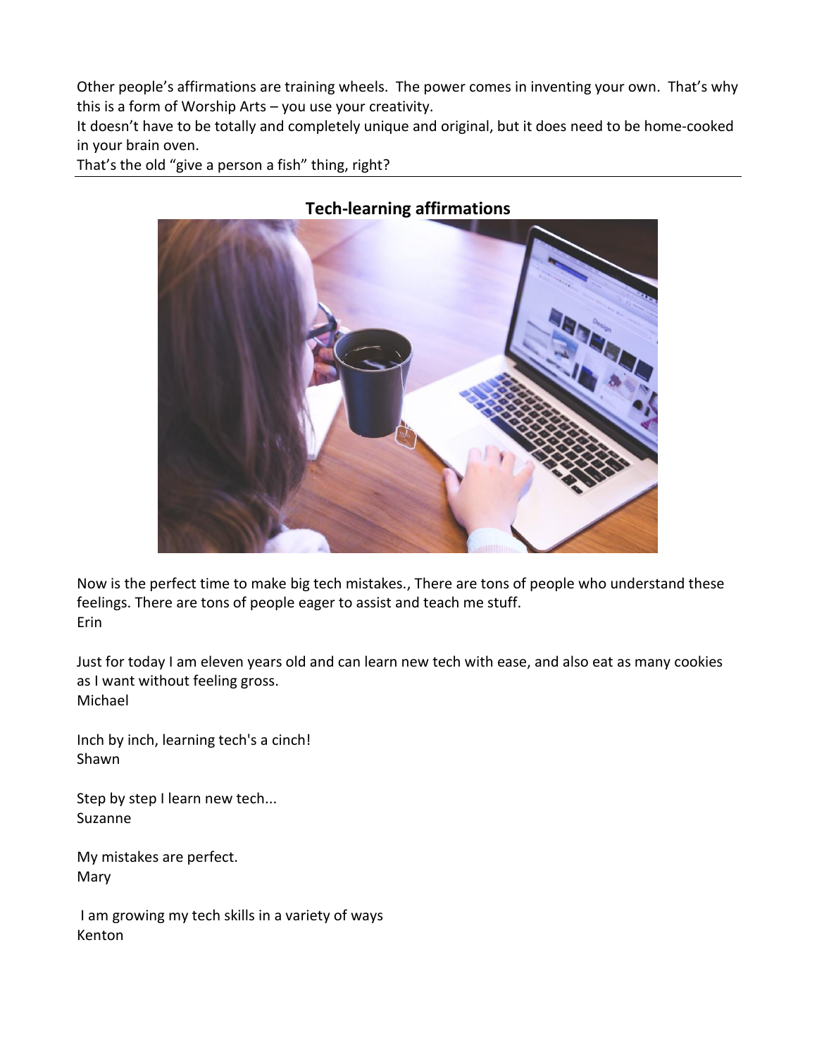Other people's affirmations are training wheels. The power comes in inventing your own. That's why this is a form of Worship Arts – you use your creativity.
It doesn't have to be totally and completely unique and original, but it does need to be home-cooked in your brain oven.
That's the old "give a person a fish" thing, right?

---

## Tech-learning affirmations

Now is the perfect time to make big tech mistakes., There are tons of people who understand these feelings. There are tons of people eager to assist and teach me stuff.
Erin

Just for today I am eleven years old and can learn new tech with ease, and also eat as many cookies as I want without feeling gross.
Michael

Inch by inch, learning tech's a cinch!
Shawn

Step by step I learn new tech...
Suzanne

My mistakes are perfect.
Mary

I am growing my tech skills in a variety of ways
Kenton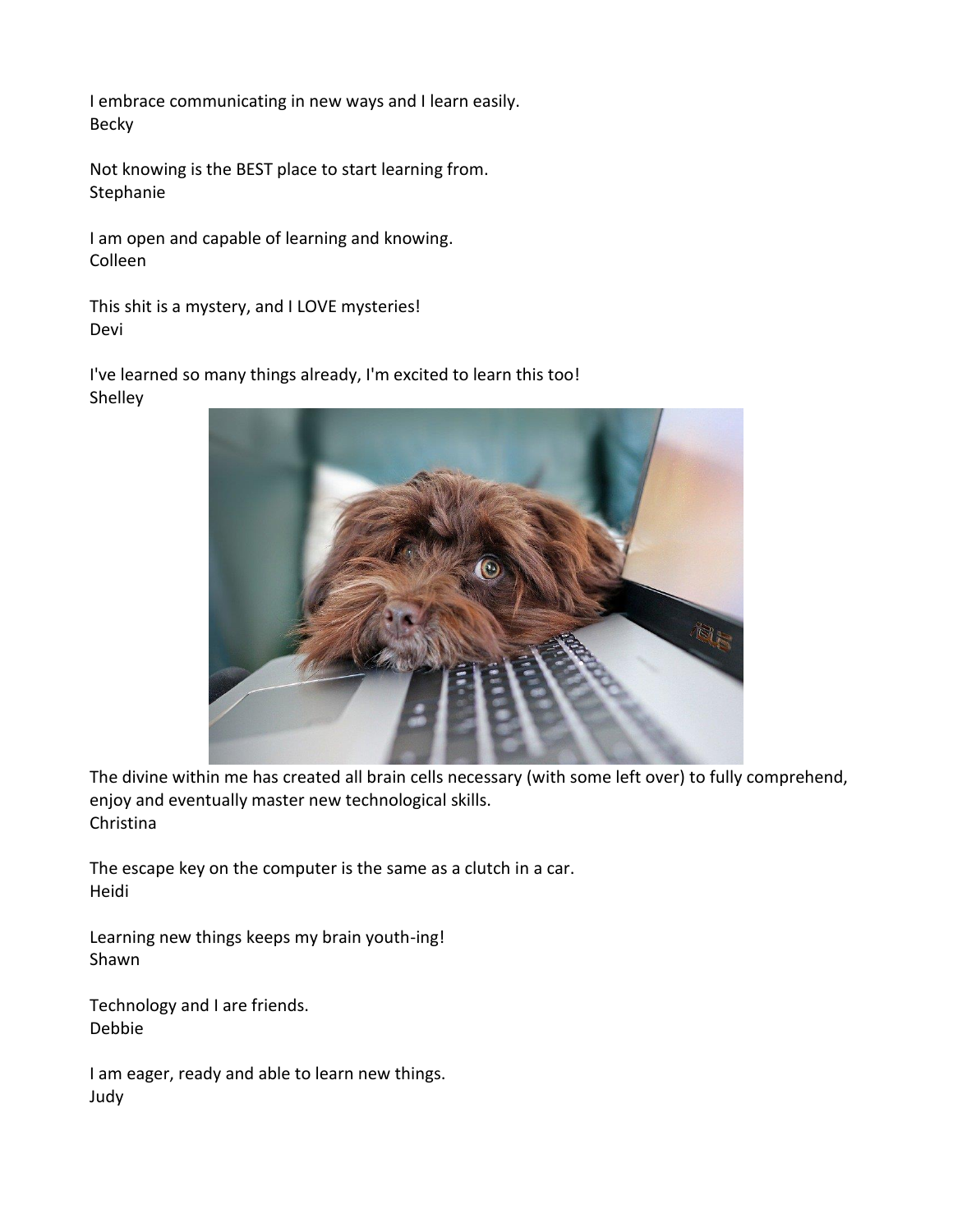I embrace communicating in new ways and I learn easily.
Becky

Not knowing is the BEST place to start learning from.
Stephanie

I am open and capable of learning and knowing.
Colleen

This shit is a mystery, and I LOVE mysteries!
Devi

I've learned so many things already, I'm excited to learn this too!
Shelley

The divine within me has created all brain cells necessary (with some left over) to fully comprehend, enjoy and eventually master new technological skills.
Christina

The escape key on the computer is the same as a clutch in a car.
Heidi

Learning new things keeps my brain youth-ing!
Shawn

Technology and I are friends.
Debbie

I am eager, ready and able to learn new things.
Judy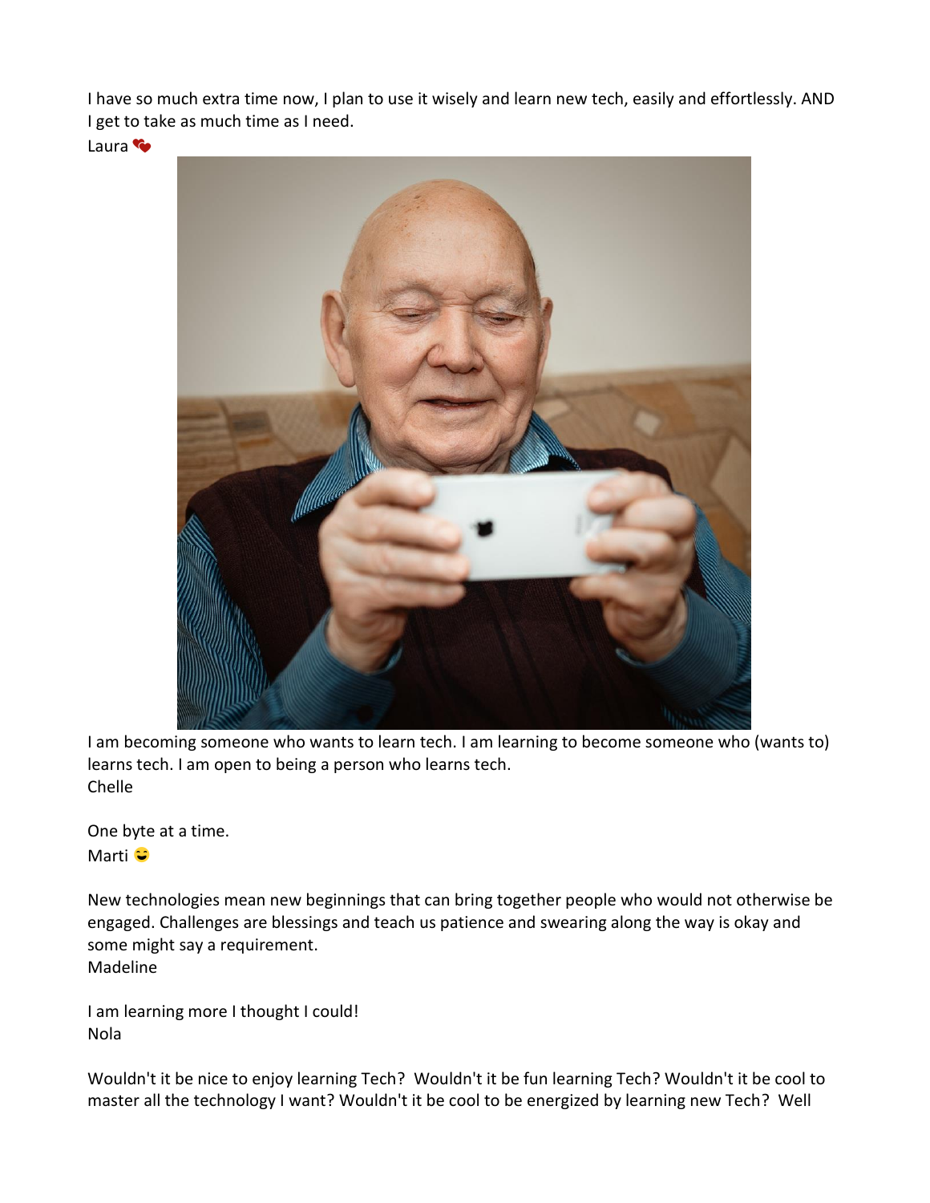I have so much extra time now, I plan to use it wisely and learn new tech, easily and effortlessly. AND I get to take as much time as I need.
Laura 💞

I am becoming someone who wants to learn tech. I am learning to become someone who (wants to) learns tech. I am open to being a person who learns tech.
Chelle

One byte at a time.
Marti 😄

New technologies mean new beginnings that can bring together people who would not otherwise be engaged. Challenges are blessings and teach us patience and swearing along the way is okay and some might say a requirement.
Madeline

I am learning more I thought I could!
Nola

Wouldn't it be nice to enjoy learning Tech? Wouldn't it be fun learning Tech? Wouldn't it be cool to master all the technology I want? Wouldn't it be cool to be energized by learning new Tech? Well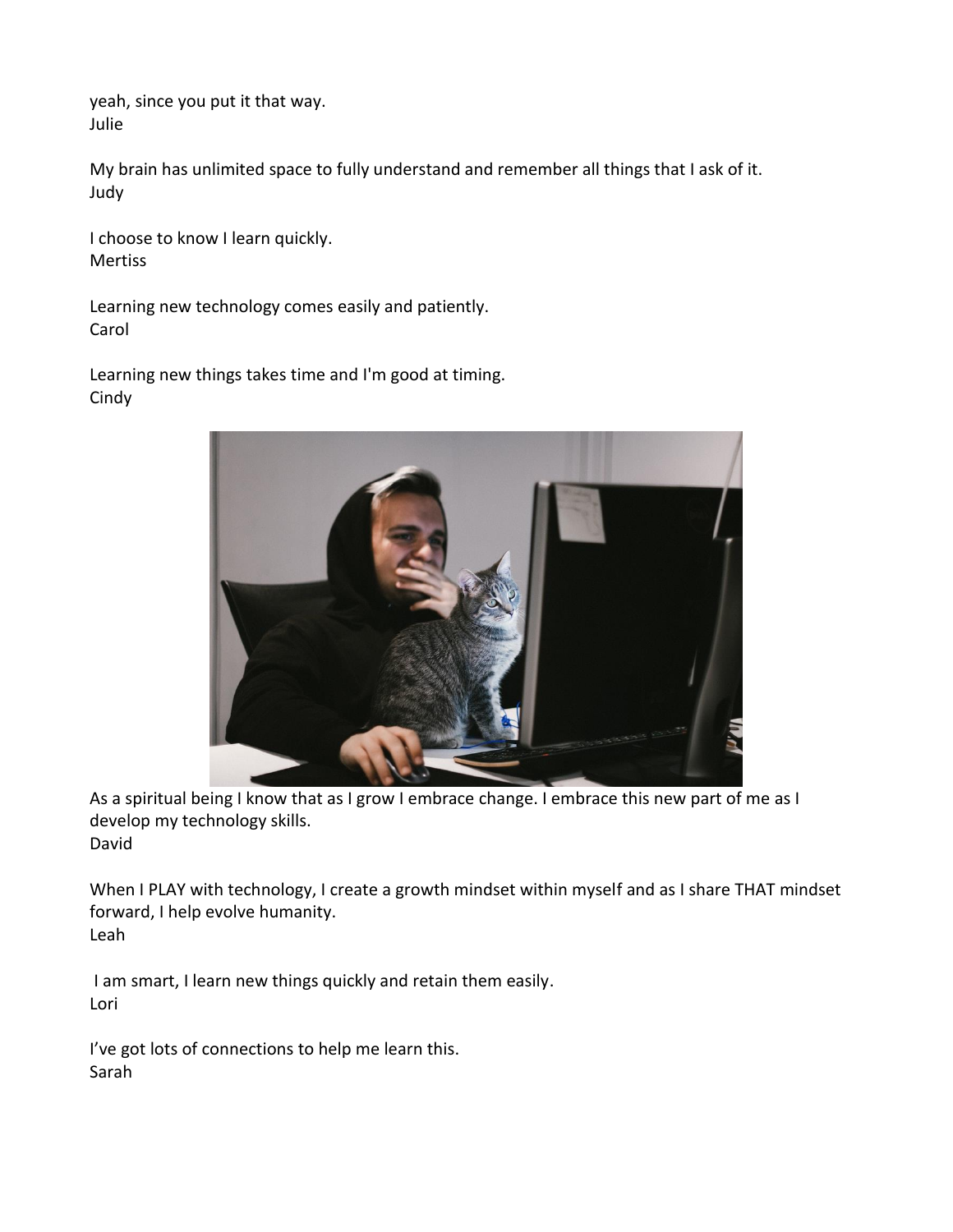yeah, since you put it that way.
Julie

My brain has unlimited space to fully understand and remember all things that I ask of it.
Judy

I choose to know I learn quickly.
Mertiss

Learning new technology comes easily and patiently.
Carol

Learning new things takes time and I'm good at timing.
Cindy

As a spiritual being I know that as I grow I embrace change. I embrace this new part of me as I develop my technology skills.
David

When I PLAY with technology, I create a growth mindset within myself and as I share THAT mindset forward, I help evolve humanity.
Leah

I am smart, I learn new things quickly and retain them easily.
Lori

I've got lots of connections to help me learn this.
Sarah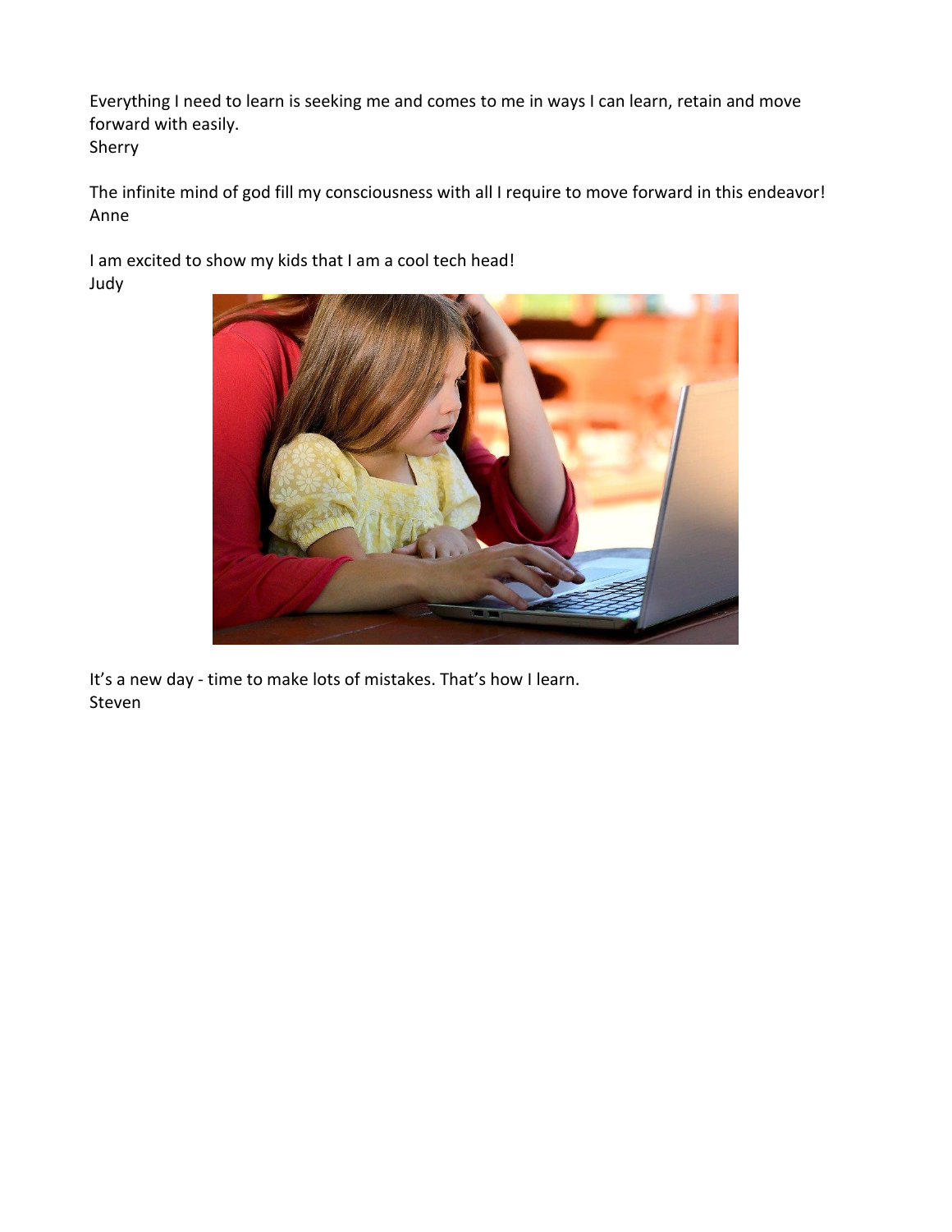Everything I need to learn is seeking me and comes to me in ways I can learn, retain and move forward with easily.
Sherry

The infinite mind of god fill my consciousness with all I require to move forward in this endeavor!
Anne

I am excited to show my kids that I am a cool tech head!
Judy

It's a new day - time to make lots of mistakes. That's how I learn.
Steven